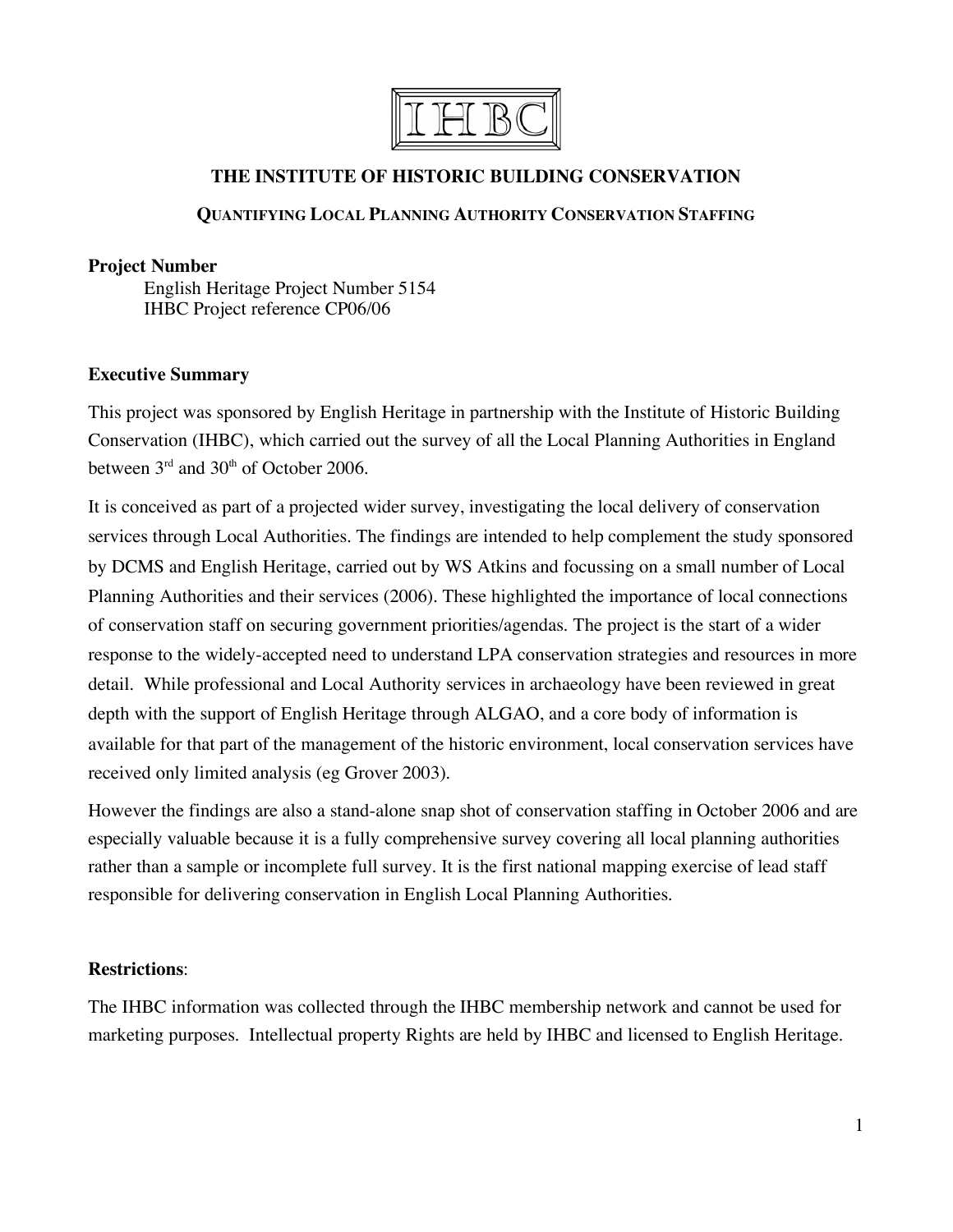IHBC

# THE INSTITUTE OF HISTORIC BUILDING CONSERVATION

## QUANTIFYING LOCAL PLANNING AUTHORITY CONSERVATION STAFFING

**Project Number**

English Heritage Project Number 5154
IHBC Project reference CP06/06

**Executive Summary**

This project was sponsored by English Heritage in partnership with the Institute of Historic Building Conservation (IHBC), which carried out the survey of all the Local Planning Authorities in England between 3rd and 30th of October 2006.

It is conceived as part of a projected wider survey, investigating the local delivery of conservation services through Local Authorities. The findings are intended to help complement the study sponsored by DCMS and English Heritage, carried out by WS Atkins and focussing on a small number of Local Planning Authorities and their services (2006). These highlighted the importance of local connections of conservation staff on securing government priorities/agendas. The project is the start of a wider response to the widely-accepted need to understand LPA conservation strategies and resources in more detail. While professional and Local Authority services in archaeology have been reviewed in great depth with the support of English Heritage through ALGAO, and a core body of information is available for that part of the management of the historic environment, local conservation services have received only limited analysis (eg Grover 2003).

However the findings are also a stand-alone snap shot of conservation staffing in October 2006 and are especially valuable because it is a fully comprehensive survey covering all local planning authorities rather than a sample or incomplete full survey. It is the first national mapping exercise of lead staff responsible for delivering conservation in English Local Planning Authorities.

**Restrictions**:

The IHBC information was collected through the IHBC membership network and cannot be used for marketing purposes. Intellectual property Rights are held by IHBC and licensed to English Heritage.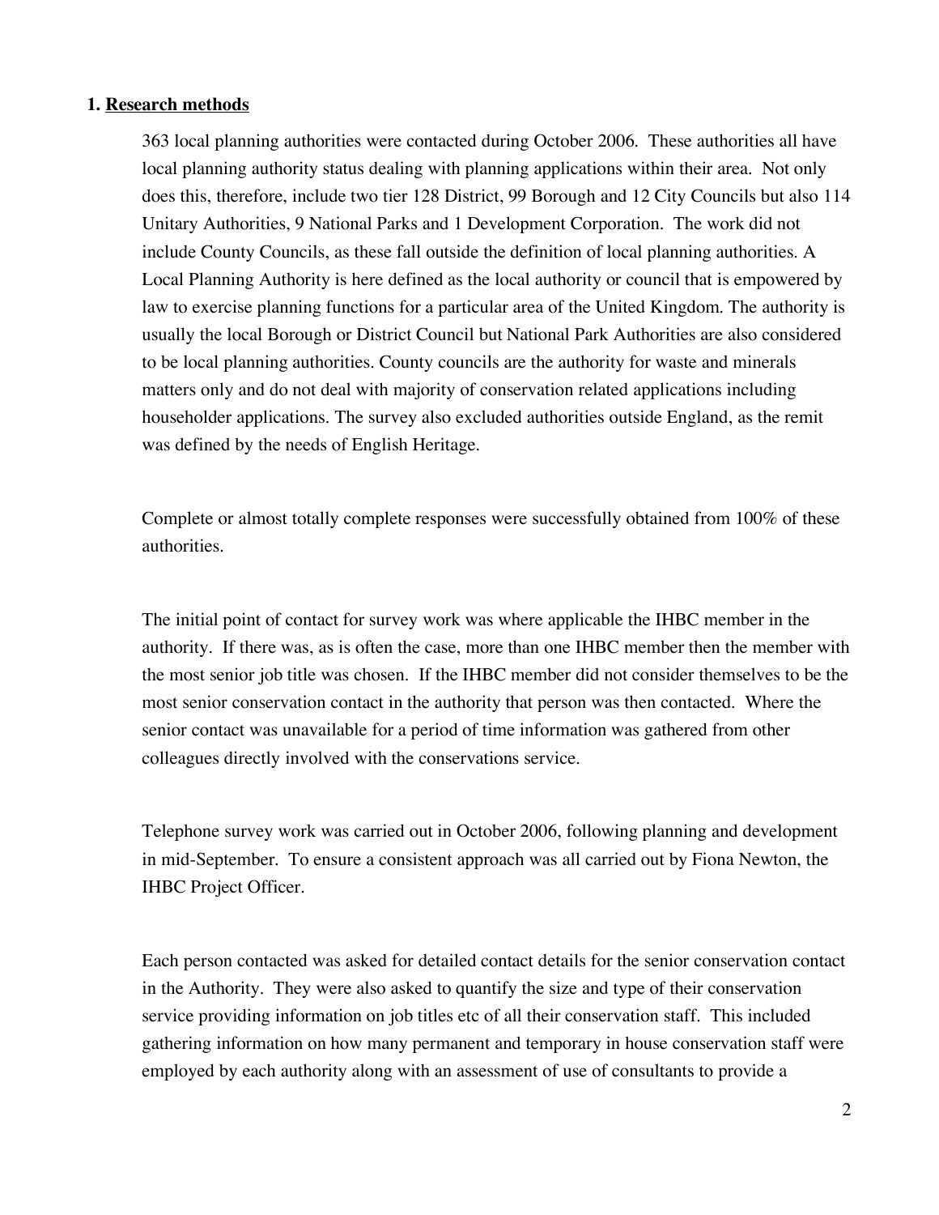## 1. Research methods

363 local planning authorities were contacted during October 2006. These authorities all have local planning authority status dealing with planning applications within their area. Not only does this, therefore, include two tier 128 District, 99 Borough and 12 City Councils but also 114 Unitary Authorities, 9 National Parks and 1 Development Corporation. The work did not include County Councils, as these fall outside the definition of local planning authorities. A Local Planning Authority is here defined as the local authority or council that is empowered by law to exercise planning functions for a particular area of the United Kingdom. The authority is usually the local Borough or District Council but National Park Authorities are also considered to be local planning authorities. County councils are the authority for waste and minerals matters only and do not deal with majority of conservation related applications including householder applications. The survey also excluded authorities outside England, as the remit was defined by the needs of English Heritage.

Complete or almost totally complete responses were successfully obtained from 100% of these authorities.

The initial point of contact for survey work was where applicable the IHBC member in the authority. If there was, as is often the case, more than one IHBC member then the member with the most senior job title was chosen. If the IHBC member did not consider themselves to be the most senior conservation contact in the authority that person was then contacted. Where the senior contact was unavailable for a period of time information was gathered from other colleagues directly involved with the conservations service.

Telephone survey work was carried out in October 2006, following planning and development in mid-September. To ensure a consistent approach was all carried out by Fiona Newton, the IHBC Project Officer.

Each person contacted was asked for detailed contact details for the senior conservation contact in the Authority. They were also asked to quantify the size and type of their conservation service providing information on job titles etc of all their conservation staff. This included gathering information on how many permanent and temporary in house conservation staff were employed by each authority along with an assessment of use of consultants to provide a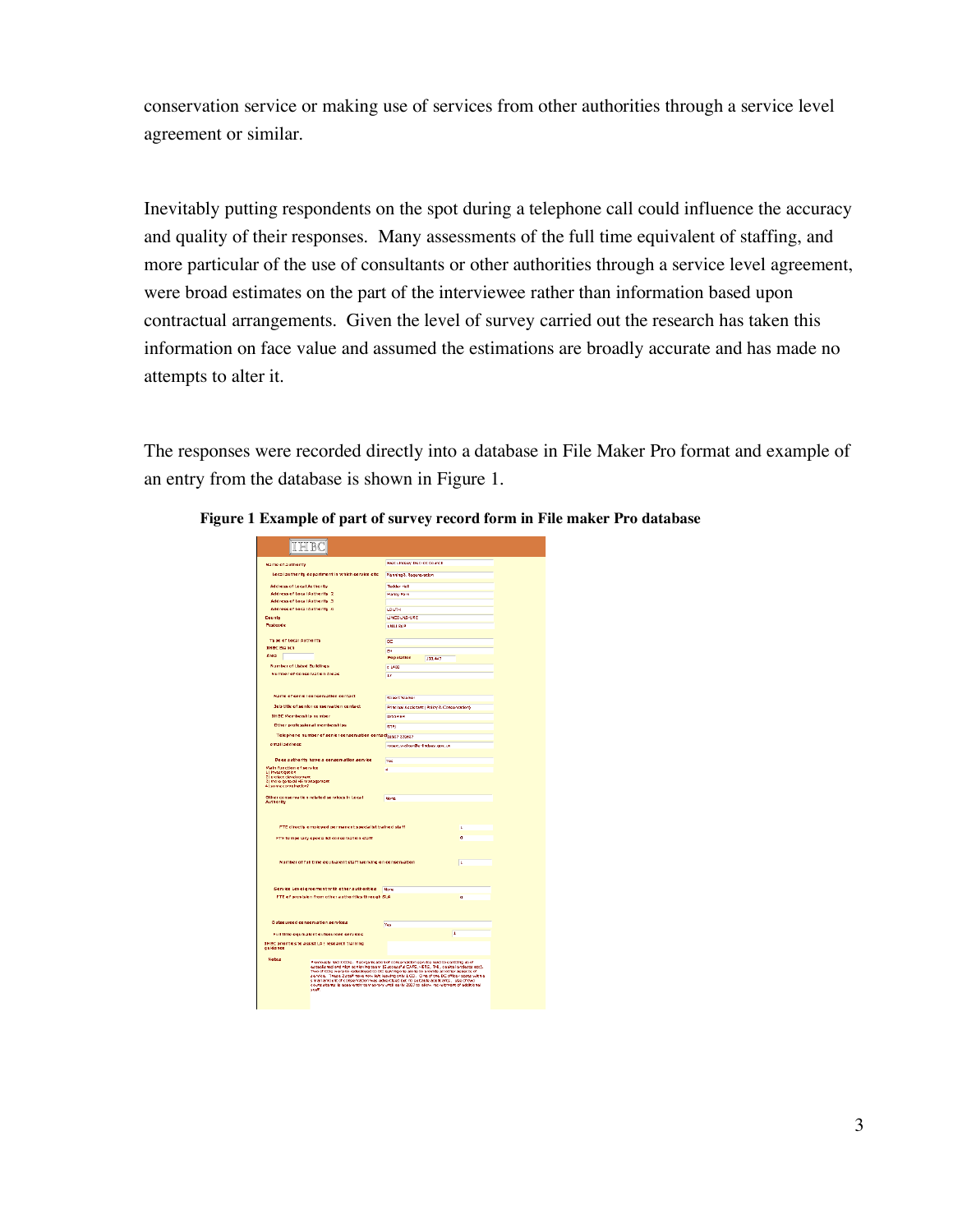conservation service or making use of services from other authorities through a service level agreement or similar.

Inevitably putting respondents on the spot during a telephone call could influence the accuracy and quality of their responses. Many assessments of the full time equivalent of staffing, and more particular of the use of consultants or other authorities through a service level agreement, were broad estimates on the part of the interviewee rather than information based upon contractual arrangements. Given the level of survey carried out the research has taken this information on face value and assumed the estimations are broadly accurate and has made no attempts to alter it.

The responses were recorded directly into a database in File Maker Pro format and example of an entry from the database is shown in Figure 1.

**Figure 1 Example of part of survey record form in File maker Pro database**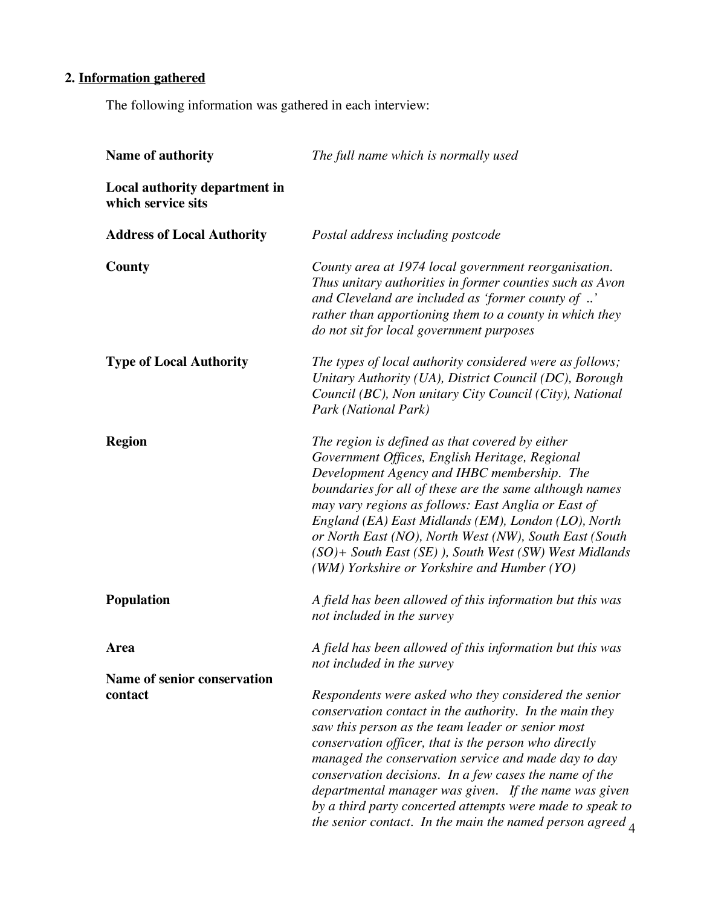## 2. <u>Information gathered</u>

The following information was gathered in each interview:

**Name of authority**

*The full name which is normally used*

**Local authority department in which service sits**

**Address of Local Authority**

*Postal address including postcode*

**County**

*County area at 1974 local government reorganisation. Thus unitary authorities in former counties such as Avon and Cleveland are included as 'former county of ..' rather than apportioning them to a county in which they do not sit for local government purposes*

**Type of Local Authority**

*The types of local authority considered were as follows; Unitary Authority (UA), District Council (DC), Borough Council (BC), Non unitary City Council (City), National Park (National Park)*

**Region**

*The region is defined as that covered by either Government Offices, English Heritage, Regional Development Agency and IHBC membership. The boundaries for all of these are the same although names may vary regions as follows: East Anglia or East of England (EA) East Midlands (EM), London (LO), North or North East (NO), North West (NW), South East (South (SO)+ South East (SE) ), South West (SW) West Midlands (WM) Yorkshire or Yorkshire and Humber (YO)*

**Population**

*A field has been allowed of this information but this was not included in the survey*

**Area**

*A field has been allowed of this information but this was not included in the survey*

**Name of senior conservation contact**

*Respondents were asked who they considered the senior conservation contact in the authority. In the main they saw this person as the team leader or senior most conservation officer, that is the person who directly managed the conservation service and made day to day conservation decisions. In a few cases the name of the departmental manager was given. If the name was given by a third party concerted attempts were made to speak to the senior contact. In the main the named person agreed*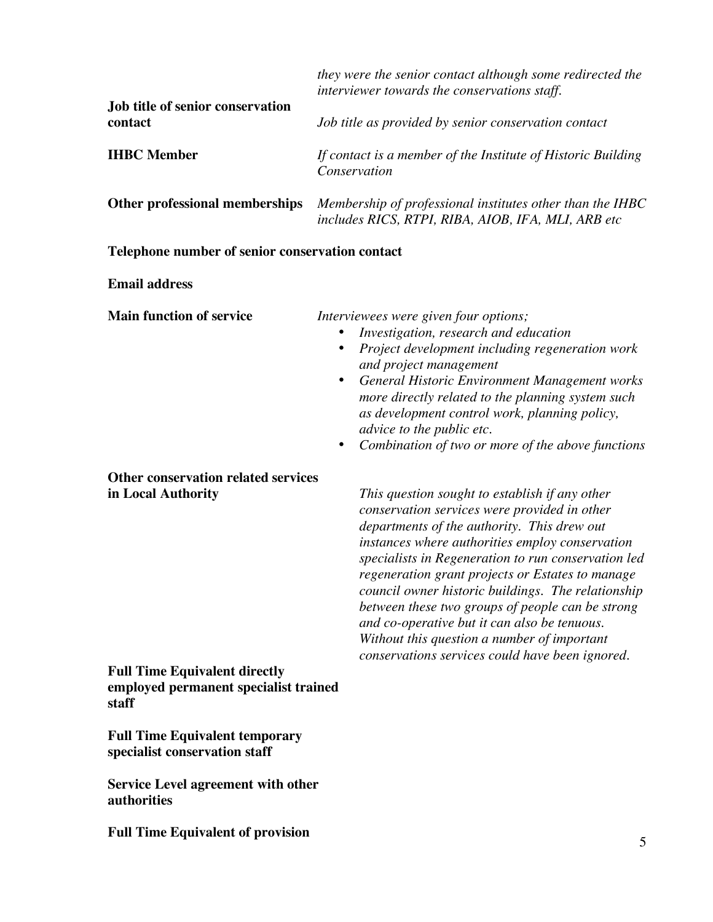*they were the senior contact although some redirected the interviewer towards the conservations staff.*

**Job title of senior conservation contact**
*Job title as provided by senior conservation contact*

**IHBC Member**
*If contact is a member of the Institute of Historic Building Conservation*

**Other professional memberships**
*Membership of professional institutes other than the IHBC includes RICS, RTPI, RIBA, AIOB, IFA, MLI, ARB etc*

**Telephone number of senior conservation contact**

**Email address**

**Main function of service**
*Interviewees were given four options;*

- *Investigation, research and education*
- *Project development including regeneration work and project management*
- *General Historic Environment Management works more directly related to the planning system such as development control work, planning policy, advice to the public etc.*
- *Combination of two or more of the above functions*

**Other conservation related services in Local Authority**
*This question sought to establish if any other conservation services were provided in other departments of the authority. This drew out instances where authorities employ conservation specialists in Regeneration to run conservation led regeneration grant projects or Estates to manage council owner historic buildings. The relationship between these two groups of people can be strong and co-operative but it can also be tenuous. Without this question a number of important conservations services could have been ignored.*

**Full Time Equivalent directly employed permanent specialist trained staff**

**Full Time Equivalent temporary specialist conservation staff**

**Service Level agreement with other authorities**

**Full Time Equivalent of provision**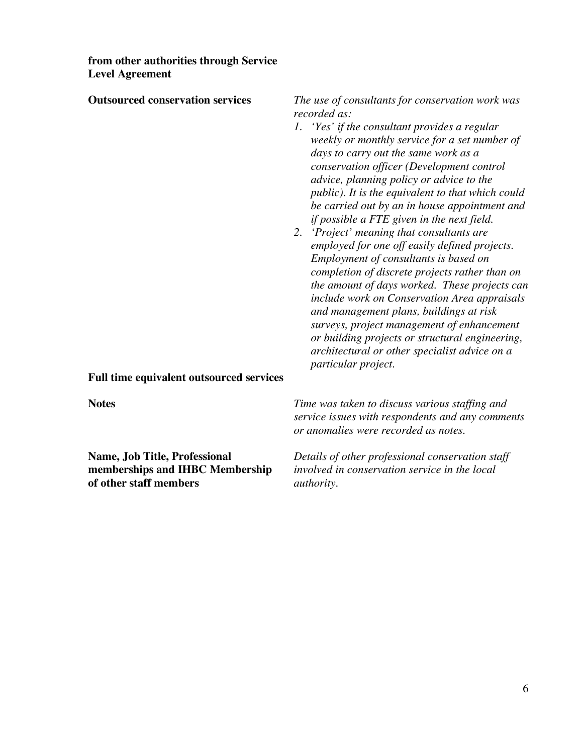**from other authorities through Service Level Agreement**

**Outsourced conservation services**

*The use of consultants for conservation work was recorded as:*

1. *'Yes' if the consultant provides a regular weekly or monthly service for a set number of days to carry out the same work as a conservation officer (Development control advice, planning policy or advice to the public). It is the equivalent to that which could be carried out by an in house appointment and if possible a FTE given in the next field.*
2. *'Project' meaning that consultants are employed for one off easily defined projects. Employment of consultants is based on completion of discrete projects rather than on the amount of days worked. These projects can include work on Conservation Area appraisals and management plans, buildings at risk surveys, project management of enhancement or building projects or structural engineering, architectural or other specialist advice on a particular project.*

**Full time equivalent outsourced services**

**Notes**

*Time was taken to discuss various staffing and service issues with respondents and any comments or anomalies were recorded as notes.*

**Name, Job Title, Professional memberships and IHBC Membership of other staff members**

*Details of other professional conservation staff involved in conservation service in the local authority.*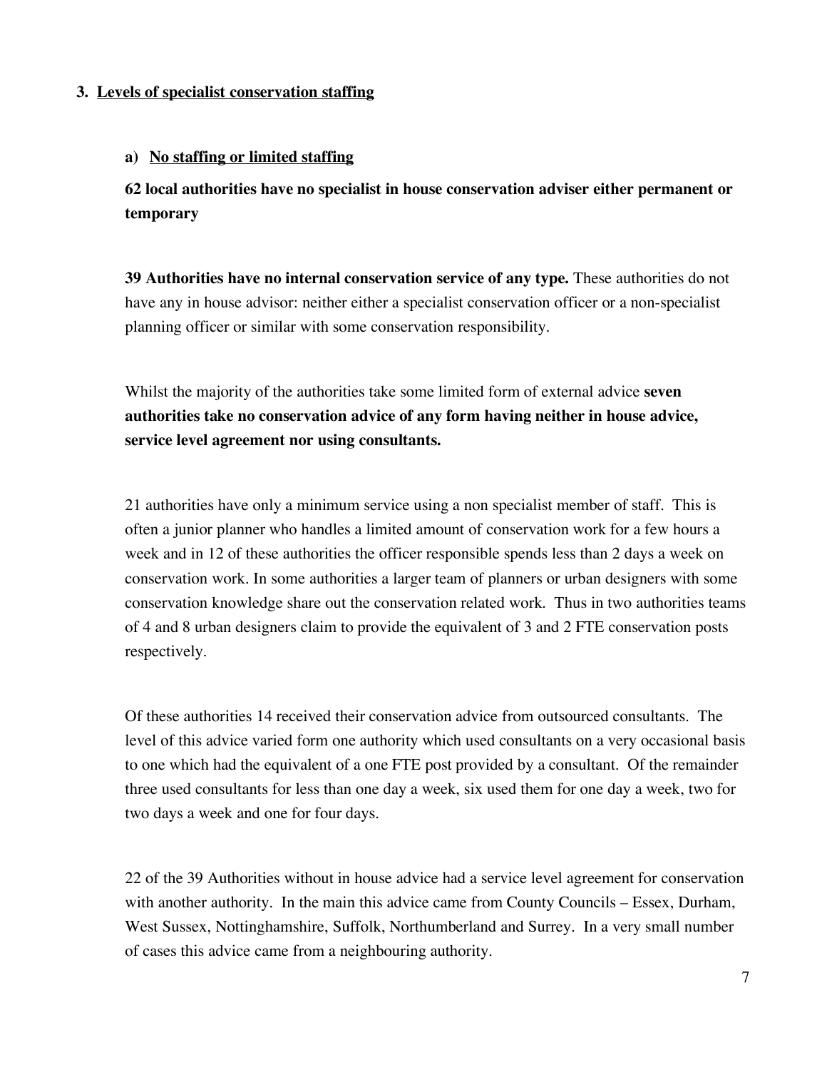## 3. Levels of specialist conservation staffing

### a) No staffing or limited staffing

**62 local authorities have no specialist in house conservation adviser either permanent or temporary**

**39 Authorities have no internal conservation service of any type.** These authorities do not have any in house advisor: neither either a specialist conservation officer or a non-specialist planning officer or similar with some conservation responsibility.

Whilst the majority of the authorities take some limited form of external advice **seven authorities take no conservation advice of any form having neither in house advice, service level agreement nor using consultants.**

21 authorities have only a minimum service using a non specialist member of staff. This is often a junior planner who handles a limited amount of conservation work for a few hours a week and in 12 of these authorities the officer responsible spends less than 2 days a week on conservation work. In some authorities a larger team of planners or urban designers with some conservation knowledge share out the conservation related work. Thus in two authorities teams of 4 and 8 urban designers claim to provide the equivalent of 3 and 2 FTE conservation posts respectively.

Of these authorities 14 received their conservation advice from outsourced consultants. The level of this advice varied form one authority which used consultants on a very occasional basis to one which had the equivalent of a one FTE post provided by a consultant. Of the remainder three used consultants for less than one day a week, six used them for one day a week, two for two days a week and one for four days.

22 of the 39 Authorities without in house advice had a service level agreement for conservation with another authority. In the main this advice came from County Councils – Essex, Durham, West Sussex, Nottinghamshire, Suffolk, Northumberland and Surrey. In a very small number of cases this advice came from a neighbouring authority.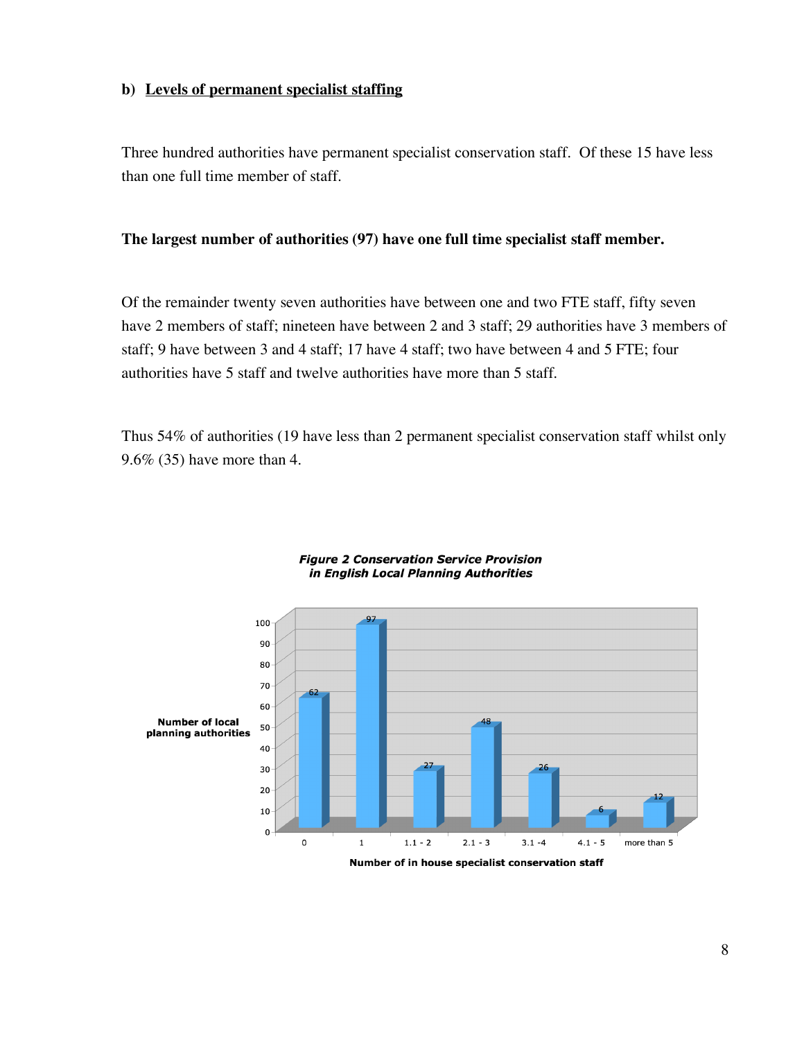**b) <u>Levels of permanent specialist staffing</u>**

Three hundred authorities have permanent specialist conservation staff. Of these 15 have less than one full time member of staff.

**The largest number of authorities (97) have one full time specialist staff member.**

Of the remainder twenty seven authorities have between one and two FTE staff, fifty seven have 2 members of staff; nineteen have between 2 and 3 staff; 29 authorities have 3 members of staff; 9 have between 3 and 4 staff; 17 have 4 staff; two have between 4 and 5 FTE; four authorities have 5 staff and twelve authorities have more than 5 staff.

Thus 54% of authorities (19 have less than 2 permanent specialist conservation staff whilst only 9.6% (35) have more than 4.

***Figure 2 Conservation Service Provision in English Local Planning Authorities***

| Number of in house specialist conservation staff | Number of local planning authorities |
|---|---|
| 0 | 62 |
| 1 | 97 |
| 1.1 - 2 | 27 |
| 2.1 - 3 | 48 |
| 3.1 -4 | 26 |
| 4.1 - 5 | 6 |
| more than 5 | 12 |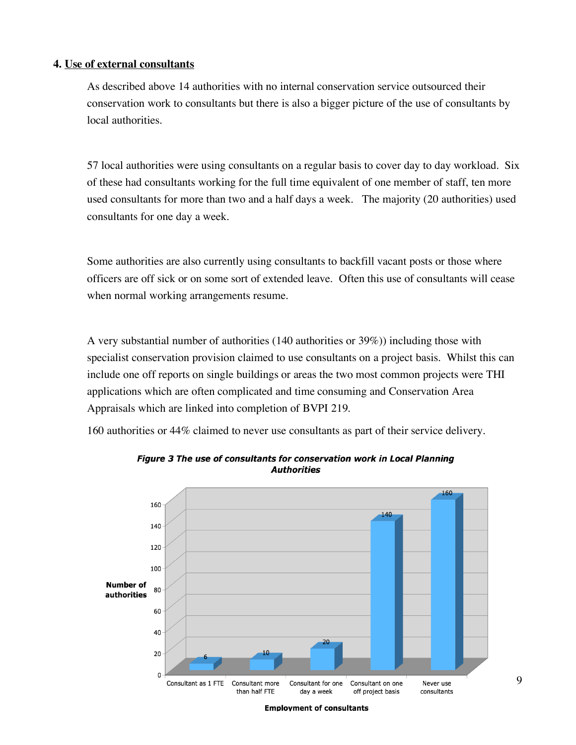## 4. Use of external consultants

As described above 14 authorities with no internal conservation service outsourced their conservation work to consultants but there is also a bigger picture of the use of consultants by local authorities.

57 local authorities were using consultants on a regular basis to cover day to day workload. Six of these had consultants working for the full time equivalent of one member of staff, ten more used consultants for more than two and a half days a week. The majority (20 authorities) used consultants for one day a week.

Some authorities are also currently using consultants to backfill vacant posts or those where officers are off sick or on some sort of extended leave. Often this use of consultants will cease when normal working arrangements resume.

A very substantial number of authorities (140 authorities or 39%)) including those with specialist conservation provision claimed to use consultants on a project basis. Whilst this can include one off reports on single buildings or areas the two most common projects were THI applications which are often complicated and time consuming and Conservation Area Appraisals which are linked into completion of BVPI 219.

160 authorities or 44% claimed to never use consultants as part of their service delivery.

***Figure 3 The use of consultants for conservation work in Local Planning Authorities***

| Employment of consultants | Number of authorities |
|---|---|
| Consultant as 1 FTE | 6 |
| Consultant more than half FTE | 10 |
| Consultant for one day a week | 20 |
| Consultant on one off project basis | 140 |
| Never use consultants | 160 |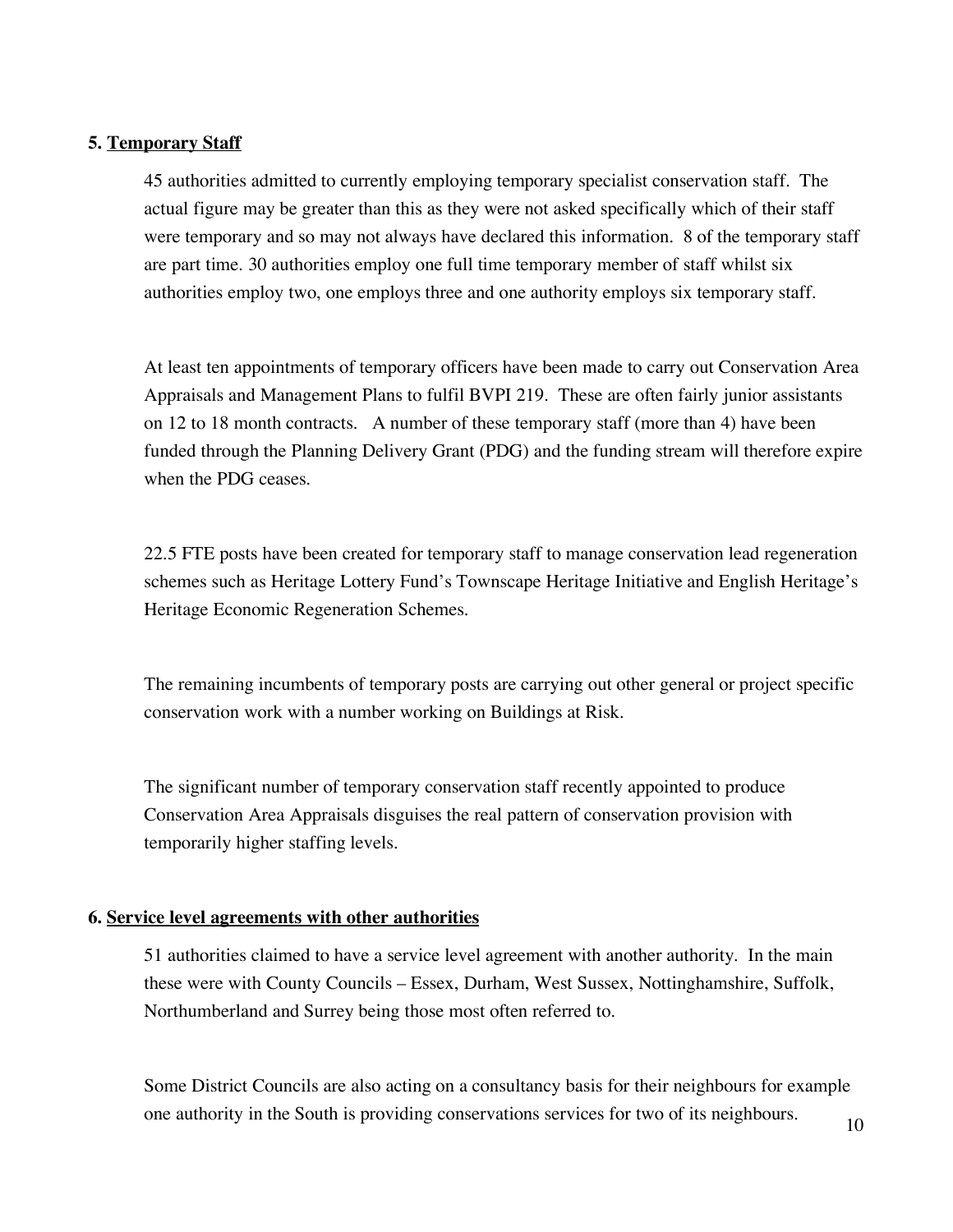## 5. Temporary Staff

45 authorities admitted to currently employing temporary specialist conservation staff. The actual figure may be greater than this as they were not asked specifically which of their staff were temporary and so may not always have declared this information. 8 of the temporary staff are part time. 30 authorities employ one full time temporary member of staff whilst six authorities employ two, one employs three and one authority employs six temporary staff.

At least ten appointments of temporary officers have been made to carry out Conservation Area Appraisals and Management Plans to fulfil BVPI 219. These are often fairly junior assistants on 12 to 18 month contracts. A number of these temporary staff (more than 4) have been funded through the Planning Delivery Grant (PDG) and the funding stream will therefore expire when the PDG ceases.

22.5 FTE posts have been created for temporary staff to manage conservation lead regeneration schemes such as Heritage Lottery Fund's Townscape Heritage Initiative and English Heritage's Heritage Economic Regeneration Schemes.

The remaining incumbents of temporary posts are carrying out other general or project specific conservation work with a number working on Buildings at Risk.

The significant number of temporary conservation staff recently appointed to produce Conservation Area Appraisals disguises the real pattern of conservation provision with temporarily higher staffing levels.

## 6. Service level agreements with other authorities

51 authorities claimed to have a service level agreement with another authority. In the main these were with County Councils – Essex, Durham, West Sussex, Nottinghamshire, Suffolk, Northumberland and Surrey being those most often referred to.

Some District Councils are also acting on a consultancy basis for their neighbours for example one authority in the South is providing conservations services for two of its neighbours.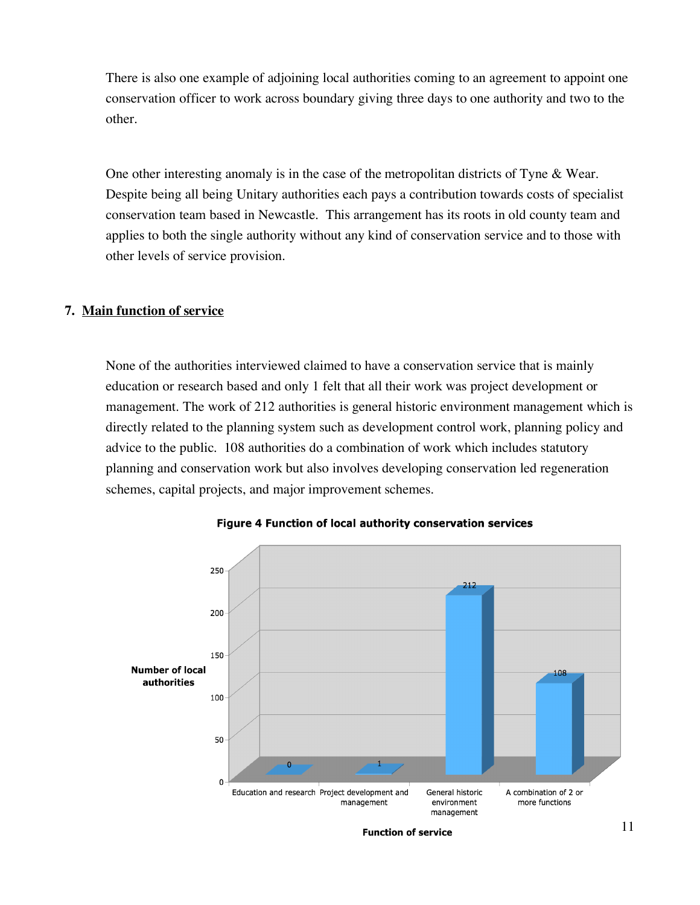There is also one example of adjoining local authorities coming to an agreement to appoint one conservation officer to work across boundary giving three days to one authority and two to the other.

One other interesting anomaly is in the case of the metropolitan districts of Tyne & Wear. Despite being all being Unitary authorities each pays a contribution towards costs of specialist conservation team based in Newcastle. This arrangement has its roots in old county team and applies to both the single authority without any kind of conservation service and to those with other levels of service provision.

## 7. Main function of service

None of the authorities interviewed claimed to have a conservation service that is mainly education or research based and only 1 felt that all their work was project development or management. The work of 212 authorities is general historic environment management which is directly related to the planning system such as development control work, planning policy and advice to the public. 108 authorities do a combination of work which includes statutory planning and conservation work but also involves developing conservation led regeneration schemes, capital projects, and major improvement schemes.

**Figure 4 Function of local authority conservation services**

| Function of service | Number of local authorities |
| --- | --- |
| Education and research | 0 |
| Project development and management | 1 |
| General historic environment management | 212 |
| A combination of 2 or more functions | 108 |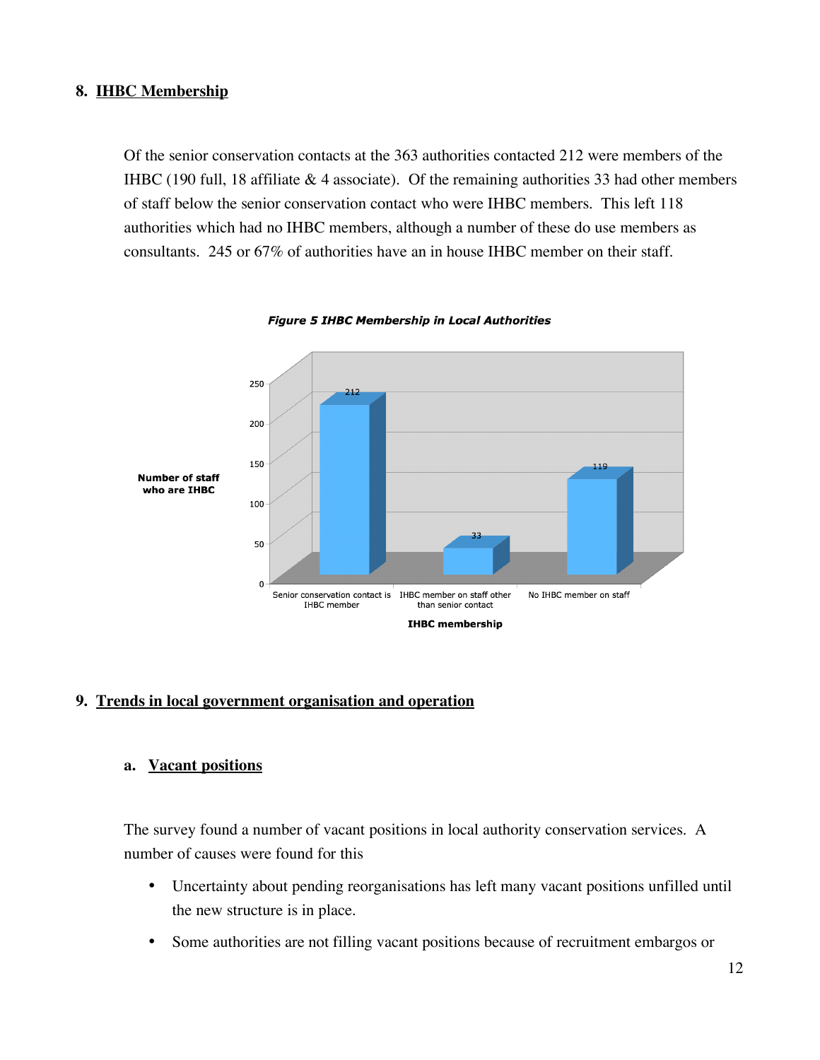## 8. IHBC Membership

Of the senior conservation contacts at the 363 authorities contacted 212 were members of the IHBC (190 full, 18 affiliate & 4 associate). Of the remaining authorities 33 had other members of staff below the senior conservation contact who were IHBC members. This left 118 authorities which had no IHBC members, although a number of these do use members as consultants. 245 or 67% of authorities have an in house IHBC member on their staff.

***Figure 5 IHBC Membership in Local Authorities***

| IHBC membership | Number of staff who are IHBC |
|---|---|
| Senior conservation contact is IHBC member | 212 |
| IHBC member on staff other than senior contact | 33 |
| No IHBC member on staff | 119 |

## 9. Trends in local government organisation and operation

### a. Vacant positions

The survey found a number of vacant positions in local authority conservation services. A number of causes were found for this

- Uncertainty about pending reorganisations has left many vacant positions unfilled until the new structure is in place.
- Some authorities are not filling vacant positions because of recruitment embargos or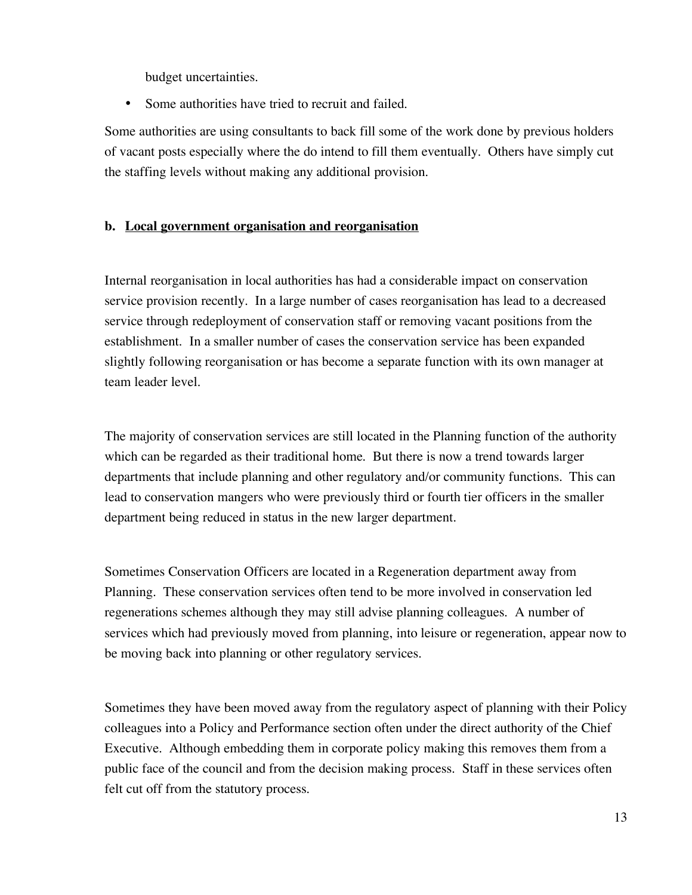budget uncertainties.

- Some authorities have tried to recruit and failed.

Some authorities are using consultants to back fill some of the work done by previous holders of vacant posts especially where the do intend to fill them eventually. Others have simply cut the staffing levels without making any additional provision.

**b. <u>Local government organisation and reorganisation</u>**

Internal reorganisation in local authorities has had a considerable impact on conservation service provision recently. In a large number of cases reorganisation has lead to a decreased service through redeployment of conservation staff or removing vacant positions from the establishment. In a smaller number of cases the conservation service has been expanded slightly following reorganisation or has become a separate function with its own manager at team leader level.

The majority of conservation services are still located in the Planning function of the authority which can be regarded as their traditional home. But there is now a trend towards larger departments that include planning and other regulatory and/or community functions. This can lead to conservation mangers who were previously third or fourth tier officers in the smaller department being reduced in status in the new larger department.

Sometimes Conservation Officers are located in a Regeneration department away from Planning. These conservation services often tend to be more involved in conservation led regenerations schemes although they may still advise planning colleagues. A number of services which had previously moved from planning, into leisure or regeneration, appear now to be moving back into planning or other regulatory services.

Sometimes they have been moved away from the regulatory aspect of planning with their Policy colleagues into a Policy and Performance section often under the direct authority of the Chief Executive. Although embedding them in corporate policy making this removes them from a public face of the council and from the decision making process. Staff in these services often felt cut off from the statutory process.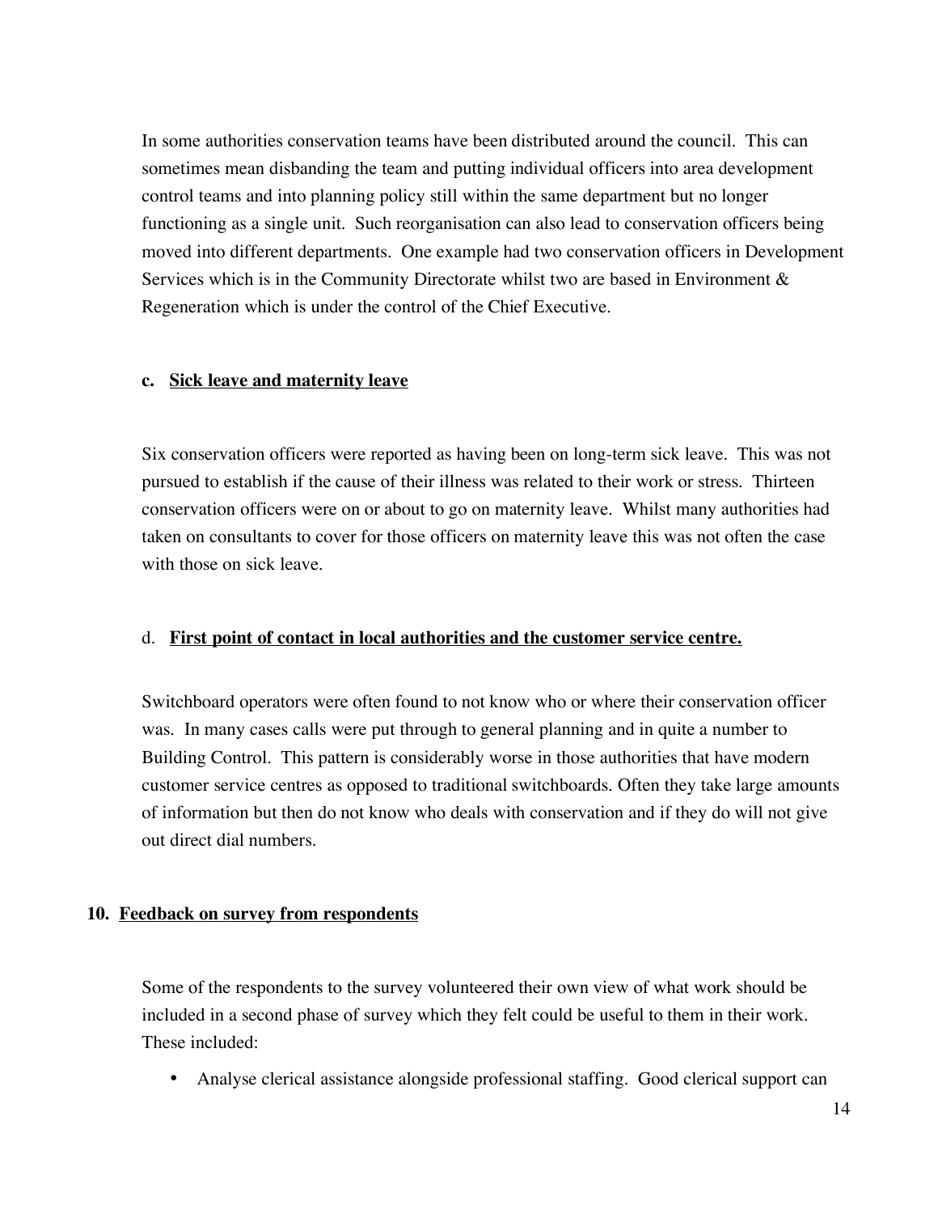In some authorities conservation teams have been distributed around the council. This can sometimes mean disbanding the team and putting individual officers into area development control teams and into planning policy still within the same department but no longer functioning as a single unit. Such reorganisation can also lead to conservation officers being moved into different departments. One example had two conservation officers in Development Services which is in the Community Directorate whilst two are based in Environment & Regeneration which is under the control of the Chief Executive.

### c. <u>Sick leave and maternity leave</u>

Six conservation officers were reported as having been on long-term sick leave. This was not pursued to establish if the cause of their illness was related to their work or stress. Thirteen conservation officers were on or about to go on maternity leave. Whilst many authorities had taken on consultants to cover for those officers on maternity leave this was not often the case with those on sick leave.

### d. <u>First point of contact in local authorities and the customer service centre.</u>

Switchboard operators were often found to not know who or where their conservation officer was. In many cases calls were put through to general planning and in quite a number to Building Control. This pattern is considerably worse in those authorities that have modern customer service centres as opposed to traditional switchboards. Often they take large amounts of information but then do not know who deals with conservation and if they do will not give out direct dial numbers.

## 10. <u>Feedback on survey from respondents</u>

Some of the respondents to the survey volunteered their own view of what work should be included in a second phase of survey which they felt could be useful to them in their work. These included:

- Analyse clerical assistance alongside professional staffing. Good clerical support can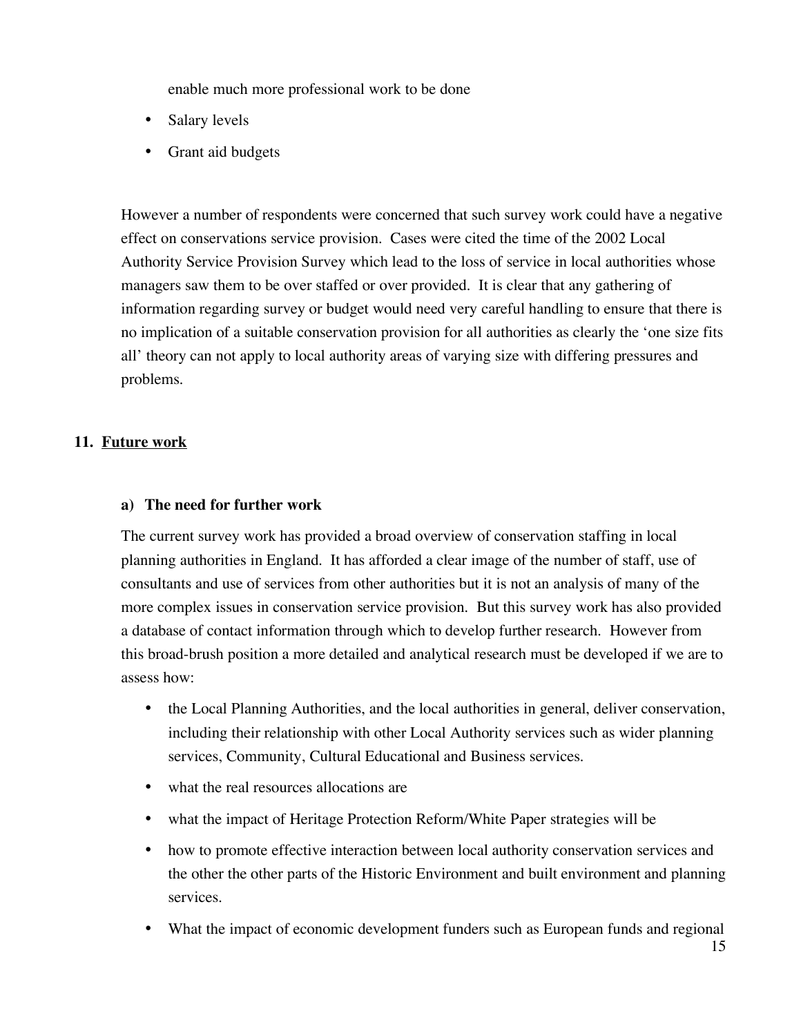enable much more professional work to be done

- Salary levels
- Grant aid budgets

However a number of respondents were concerned that such survey work could have a negative effect on conservations service provision. Cases were cited the time of the 2002 Local Authority Service Provision Survey which lead to the loss of service in local authorities whose managers saw them to be over staffed or over provided. It is clear that any gathering of information regarding survey or budget would need very careful handling to ensure that there is no implication of a suitable conservation provision for all authorities as clearly the 'one size fits all' theory can not apply to local authority areas of varying size with differing pressures and problems.

## 11. Future work

### a) The need for further work

The current survey work has provided a broad overview of conservation staffing in local planning authorities in England. It has afforded a clear image of the number of staff, use of consultants and use of services from other authorities but it is not an analysis of many of the more complex issues in conservation service provision. But this survey work has also provided a database of contact information through which to develop further research. However from this broad-brush position a more detailed and analytical research must be developed if we are to assess how:

- the Local Planning Authorities, and the local authorities in general, deliver conservation, including their relationship with other Local Authority services such as wider planning services, Community, Cultural Educational and Business services.
- what the real resources allocations are
- what the impact of Heritage Protection Reform/White Paper strategies will be
- how to promote effective interaction between local authority conservation services and the other the other parts of the Historic Environment and built environment and planning services.
- What the impact of economic development funders such as European funds and regional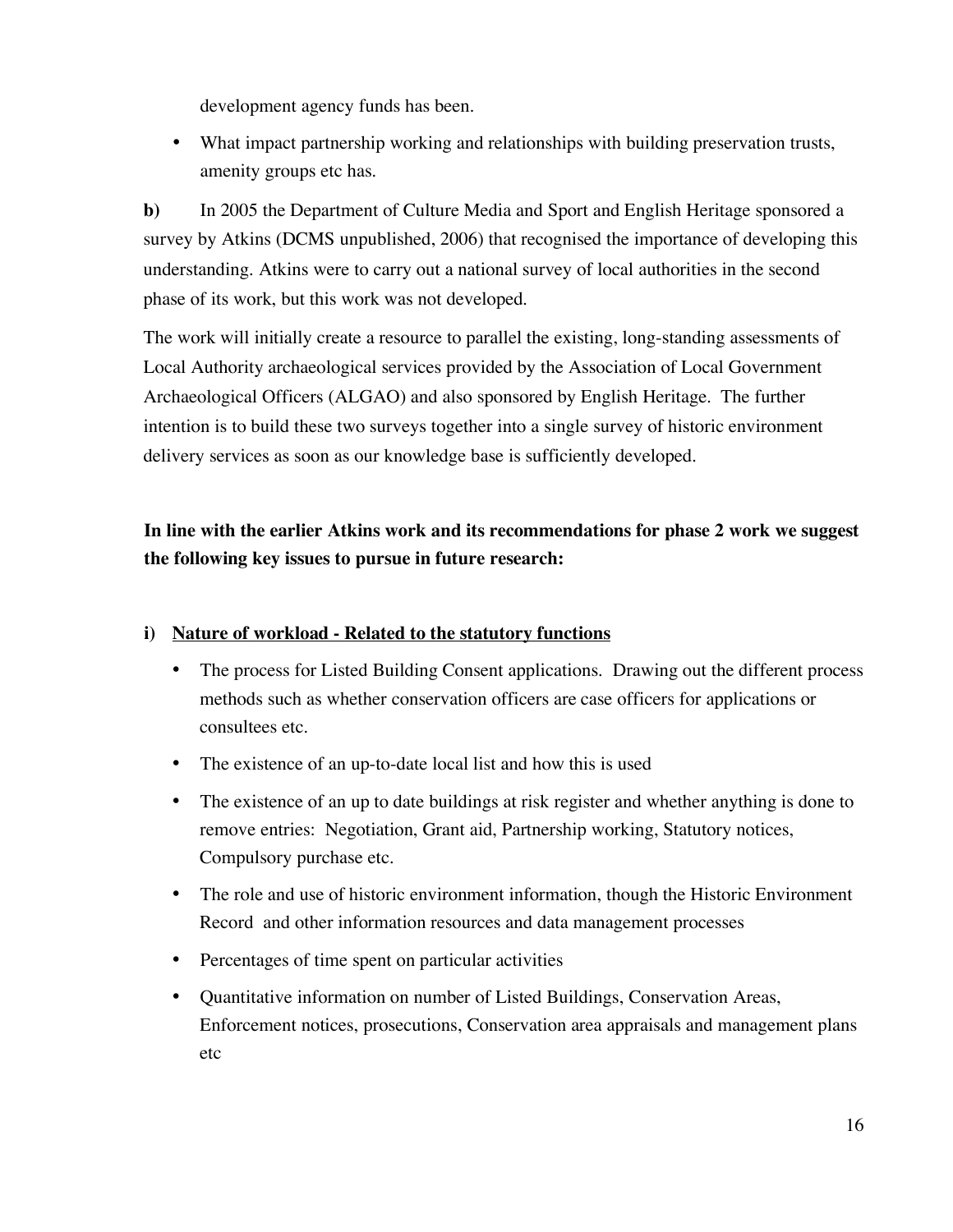development agency funds has been.

- What impact partnership working and relationships with building preservation trusts, amenity groups etc has.

**b)** In 2005 the Department of Culture Media and Sport and English Heritage sponsored a survey by Atkins (DCMS unpublished, 2006) that recognised the importance of developing this understanding. Atkins were to carry out a national survey of local authorities in the second phase of its work, but this work was not developed.

The work will initially create a resource to parallel the existing, long-standing assessments of Local Authority archaeological services provided by the Association of Local Government Archaeological Officers (ALGAO) and also sponsored by English Heritage. The further intention is to build these two surveys together into a single survey of historic environment delivery services as soon as our knowledge base is sufficiently developed.

**In line with the earlier Atkins work and its recommendations for phase 2 work we suggest the following key issues to pursue in future research:**

**i) <u>Nature of workload - Related to the statutory functions</u>**

- The process for Listed Building Consent applications. Drawing out the different process methods such as whether conservation officers are case officers for applications or consultees etc.
- The existence of an up-to-date local list and how this is used
- The existence of an up to date buildings at risk register and whether anything is done to remove entries: Negotiation, Grant aid, Partnership working, Statutory notices, Compulsory purchase etc.
- The role and use of historic environment information, though the Historic Environment Record and other information resources and data management processes
- Percentages of time spent on particular activities
- Quantitative information on number of Listed Buildings, Conservation Areas, Enforcement notices, prosecutions, Conservation area appraisals and management plans etc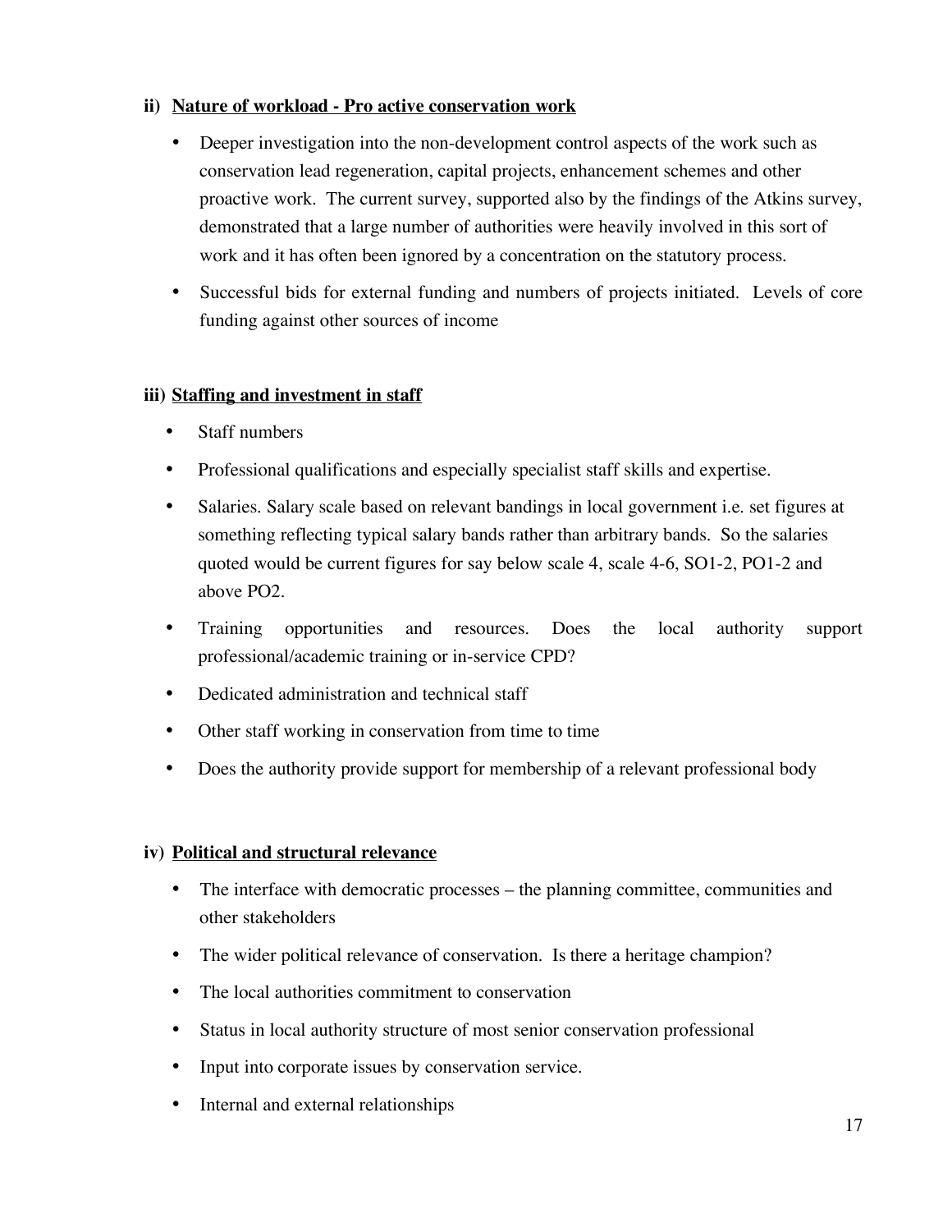**ii) Nature of workload - Pro active conservation work**

- Deeper investigation into the non-development control aspects of the work such as conservation lead regeneration, capital projects, enhancement schemes and other proactive work. The current survey, supported also by the findings of the Atkins survey, demonstrated that a large number of authorities were heavily involved in this sort of work and it has often been ignored by a concentration on the statutory process.
- Successful bids for external funding and numbers of projects initiated. Levels of core funding against other sources of income

**iii) Staffing and investment in staff**

- Staff numbers
- Professional qualifications and especially specialist staff skills and expertise.
- Salaries. Salary scale based on relevant bandings in local government i.e. set figures at something reflecting typical salary bands rather than arbitrary bands. So the salaries quoted would be current figures for say below scale 4, scale 4-6, SO1-2, PO1-2 and above PO2.
- Training opportunities and resources. Does the local authority support professional/academic training or in-service CPD?
- Dedicated administration and technical staff
- Other staff working in conservation from time to time
- Does the authority provide support for membership of a relevant professional body

**iv) Political and structural relevance**

- The interface with democratic processes – the planning committee, communities and other stakeholders
- The wider political relevance of conservation. Is there a heritage champion?
- The local authorities commitment to conservation
- Status in local authority structure of most senior conservation professional
- Input into corporate issues by conservation service.
- Internal and external relationships